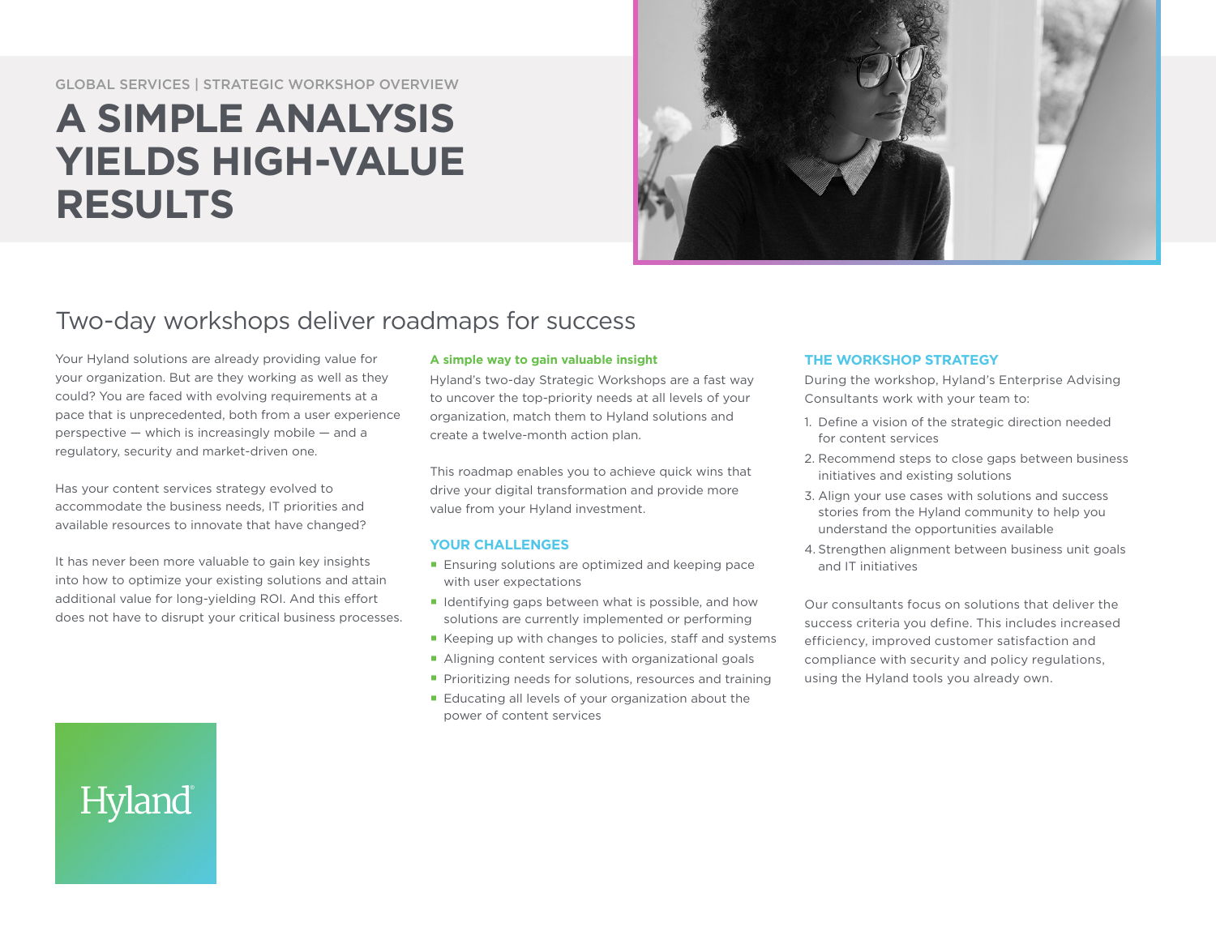GLOBAL SERVICES | STRATEGIC WORKSHOP OVERVIEW

# A SIMPLE ANALYSIS YIELDS HIGH-VALUE RESULTS

## Two-day workshops deliver roadmaps for success

Your Hyland solutions are already providing value for your organization. But are they working as well as they could? You are faced with evolving requirements at a pace that is unprecedented, both from a user experience perspective — which is increasingly mobile — and a regulatory, security and market-driven one.

Has your content services strategy evolved to accommodate the business needs, IT priorities and available resources to innovate that have changed?

It has never been more valuable to gain key insights into how to optimize your existing solutions and attain additional value for long-yielding ROI. And this effort does not have to disrupt your critical business processes.

**A simple way to gain valuable insight**

Hyland's two-day Strategic Workshops are a fast way to uncover the top-priority needs at all levels of your organization, match them to Hyland solutions and create a twelve-month action plan.

This roadmap enables you to achieve quick wins that drive your digital transformation and provide more value from your Hyland investment.

### YOUR CHALLENGES

- Ensuring solutions are optimized and keeping pace with user expectations
- Identifying gaps between what is possible, and how solutions are currently implemented or performing
- Keeping up with changes to policies, staff and systems
- Aligning content services with organizational goals
- Prioritizing needs for solutions, resources and training
- Educating all levels of your organization about the power of content services

### THE WORKSHOP STRATEGY

During the workshop, Hyland's Enterprise Advising Consultants work with your team to:

1. Define a vision of the strategic direction needed for content services
2. Recommend steps to close gaps between business initiatives and existing solutions
3. Align your use cases with solutions and success stories from the Hyland community to help you understand the opportunities available
4. Strengthen alignment between business unit goals and IT initiatives

Our consultants focus on solutions that deliver the success criteria you define. This includes increased efficiency, improved customer satisfaction and compliance with security and policy regulations, using the Hyland tools you already own.

Hyland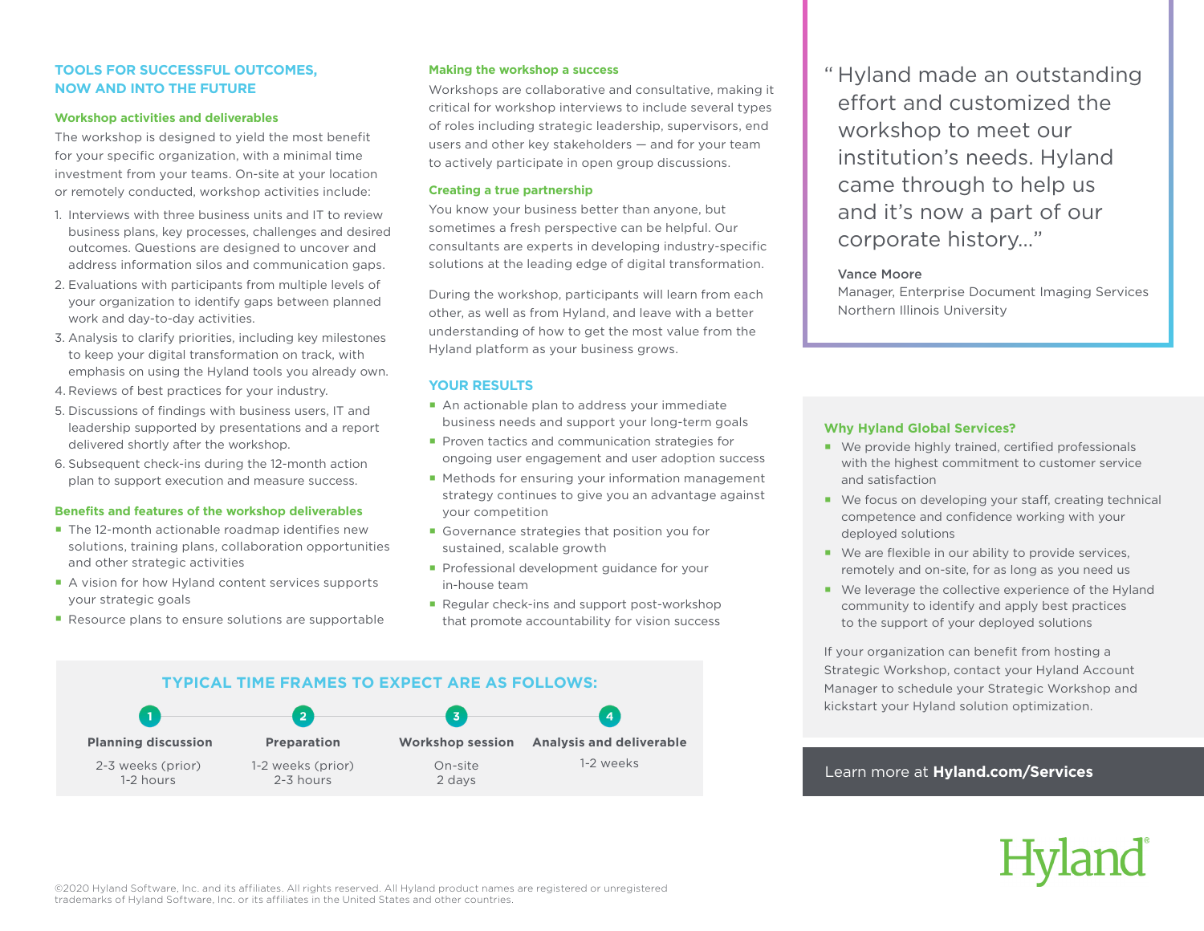## TOOLS FOR SUCCESSFUL OUTCOMES, NOW AND INTO THE FUTURE

### Workshop activities and deliverables

The workshop is designed to yield the most benefit for your specific organization, with a minimal time investment from your teams. On-site at your location or remotely conducted, workshop activities include:

1. Interviews with three business units and IT to review business plans, key processes, challenges and desired outcomes. Questions are designed to uncover and address information silos and communication gaps.
2. Evaluations with participants from multiple levels of your organization to identify gaps between planned work and day-to-day activities.
3. Analysis to clarify priorities, including key milestones to keep your digital transformation on track, with emphasis on using the Hyland tools you already own.
4. Reviews of best practices for your industry.
5. Discussions of findings with business users, IT and leadership supported by presentations and a report delivered shortly after the workshop.
6. Subsequent check-ins during the 12-month action plan to support execution and measure success.

### Benefits and features of the workshop deliverables

- The 12-month actionable roadmap identifies new solutions, training plans, collaboration opportunities and other strategic activities
- A vision for how Hyland content services supports your strategic goals
- Resource plans to ensure solutions are supportable

### Making the workshop a success

Workshops are collaborative and consultative, making it critical for workshop interviews to include several types of roles including strategic leadership, supervisors, end users and other key stakeholders — and for your team to actively participate in open group discussions.

### Creating a true partnership

You know your business better than anyone, but sometimes a fresh perspective can be helpful. Our consultants are experts in developing industry-specific solutions at the leading edge of digital transformation.

During the workshop, participants will learn from each other, as well as from Hyland, and leave with a better understanding of how to get the most value from the Hyland platform as your business grows.

## YOUR RESULTS

- An actionable plan to address your immediate business needs and support your long-term goals
- Proven tactics and communication strategies for ongoing user engagement and user adoption success
- Methods for ensuring your information management strategy continues to give you an advantage against your competition
- Governance strategies that position you for sustained, scalable growth
- Professional development guidance for your in-house team
- Regular check-ins and support post-workshop that promote accountability for vision success

## TYPICAL TIME FRAMES TO EXPECT ARE AS FOLLOWS:

| 1 | 2 | 3 | 4 |
|---|---|---|---|
| **Planning discussion** | **Preparation** | **Workshop session** | **Analysis and deliverable** |
| 2-3 weeks (prior)<br>1-2 hours | 1-2 weeks (prior)<br>2-3 hours | On-site<br>2 days | 1-2 weeks |

> "Hyland made an outstanding effort and customized the workshop to meet our institution's needs. Hyland came through to help us and it's now a part of our corporate history..."
>
> **Vance Moore**
> Manager, Enterprise Document Imaging Services
> Northern Illinois University

### Why Hyland Global Services?

- We provide highly trained, certified professionals with the highest commitment to customer service and satisfaction
- We focus on developing your staff, creating technical competence and confidence working with your deployed solutions
- We are flexible in our ability to provide services, remotely and on-site, for as long as you need us
- We leverage the collective experience of the Hyland community to identify and apply best practices to the support of your deployed solutions

If your organization can benefit from hosting a Strategic Workshop, contact your Hyland Account Manager to schedule your Strategic Workshop and kickstart your Hyland solution optimization.

Learn more at **Hyland.com/Services**

Hyland®

©2020 Hyland Software, Inc. and its affiliates. All rights reserved. All Hyland product names are registered or unregistered trademarks of Hyland Software, Inc. or its affiliates in the United States and other countries.